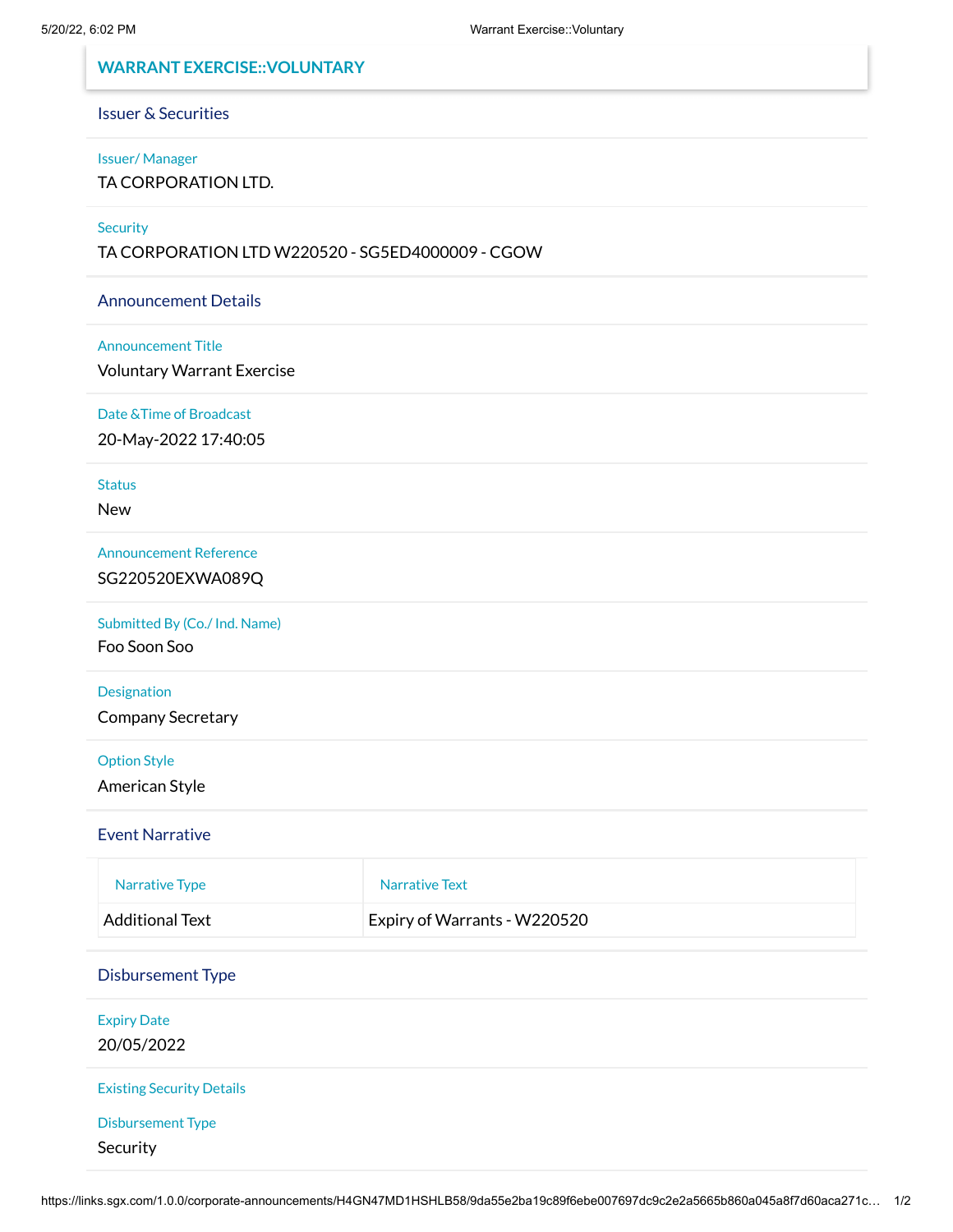# WARRANT EXERCISE::VOLUNTARY

## Issuer & Securities

**Issuer/ Manager**

TA CORPORATION LTD.

**Security**

TA CORPORATION LTD W220520 - SG5ED4000009 - CGOW

## Announcement Details

**Announcement Title**

Voluntary Warrant Exercise

**Date &Time of Broadcast**

20-May-2022 17:40:05

**Status**

New

**Announcement Reference**

SG220520EXWA089Q

**Submitted By (Co./ Ind. Name)**

Foo Soon Soo

**Designation**

Company Secretary

**Option Style**

American Style

## Event Narrative

| Narrative Type | Narrative Text |
| --- | --- |
| Additional Text | Expiry of Warrants - W220520 |

## Disbursement Type

**Expiry Date**

20/05/2022

**Existing Security Details**

**Disbursement Type**

Security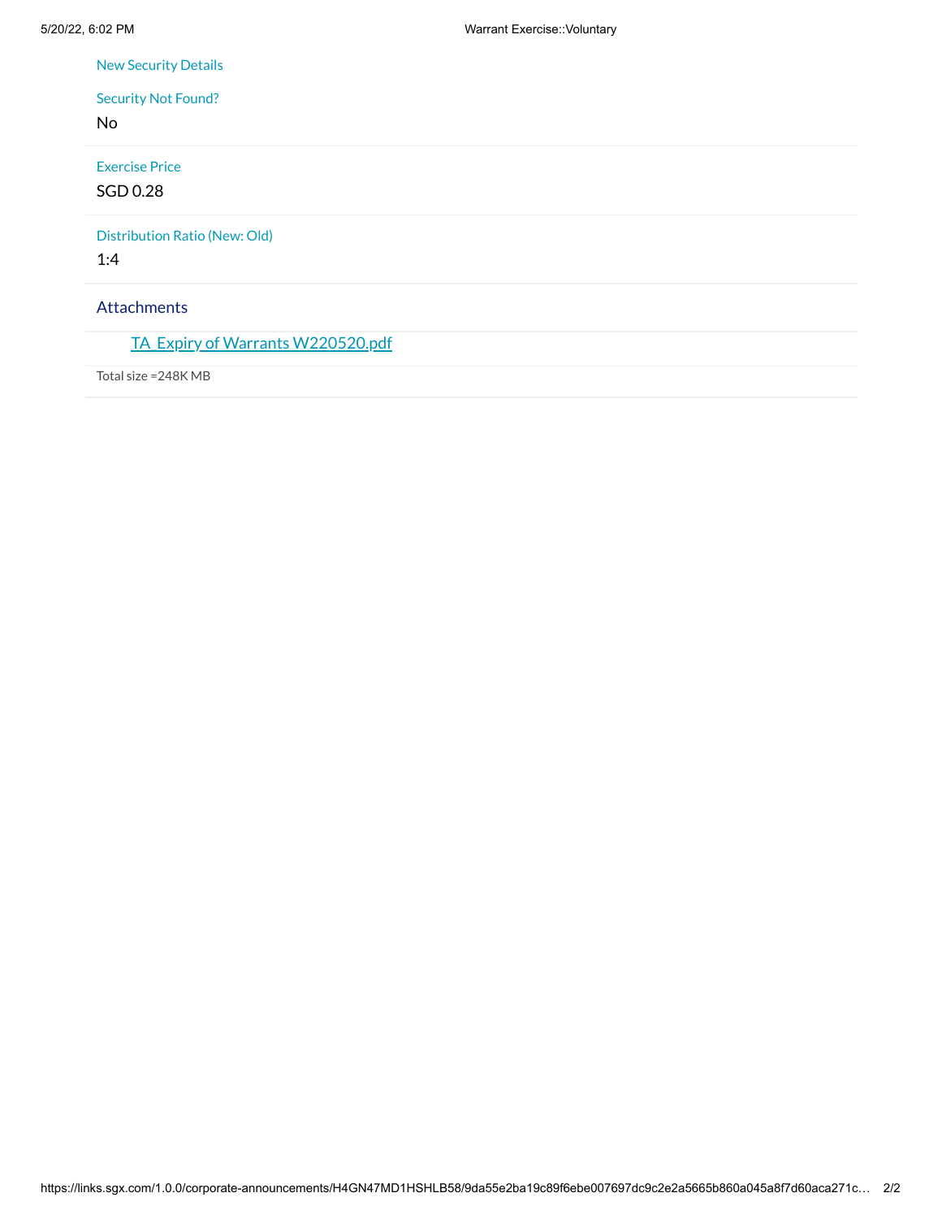New Security Details

Security Not Found?

No

Exercise Price

SGD 0.28

Distribution Ratio (New: Old)

1:4

## Attachments

TA_Expiry of Warrants W220520.pdf

Total size =248K MB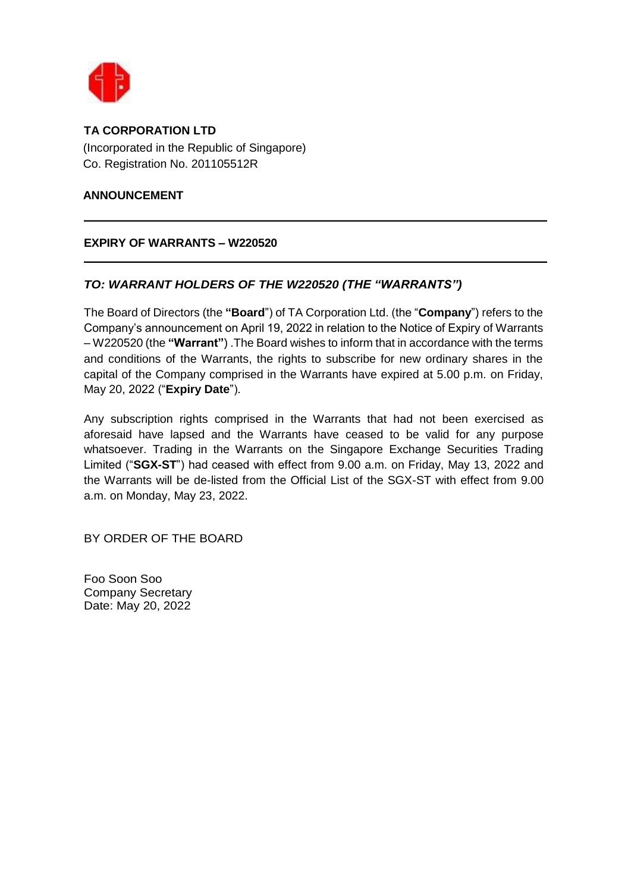**TA CORPORATION LTD**
(Incorporated in the Republic of Singapore)
Co. Registration No. 201105512R

**ANNOUNCEMENT**

---

**EXPIRY OF WARRANTS – W220520**

---

***TO: WARRANT HOLDERS OF THE W220520 (THE "WARRANTS")***

The Board of Directors (the **"Board"**) of TA Corporation Ltd. (the "**Company**") refers to the Company's announcement on April 19, 2022 in relation to the Notice of Expiry of Warrants – W220520 (the **"Warrant"**) .The Board wishes to inform that in accordance with the terms and conditions of the Warrants, the rights to subscribe for new ordinary shares in the capital of the Company comprised in the Warrants have expired at 5.00 p.m. on Friday, May 20, 2022 ("**Expiry Date**").

Any subscription rights comprised in the Warrants that had not been exercised as aforesaid have lapsed and the Warrants have ceased to be valid for any purpose whatsoever. Trading in the Warrants on the Singapore Exchange Securities Trading Limited ("**SGX-ST**") had ceased with effect from 9.00 a.m. on Friday, May 13, 2022 and the Warrants will be de-listed from the Official List of the SGX-ST with effect from 9.00 a.m. on Monday, May 23, 2022.

BY ORDER OF THE BOARD

Foo Soon Soo
Company Secretary
Date: May 20, 2022